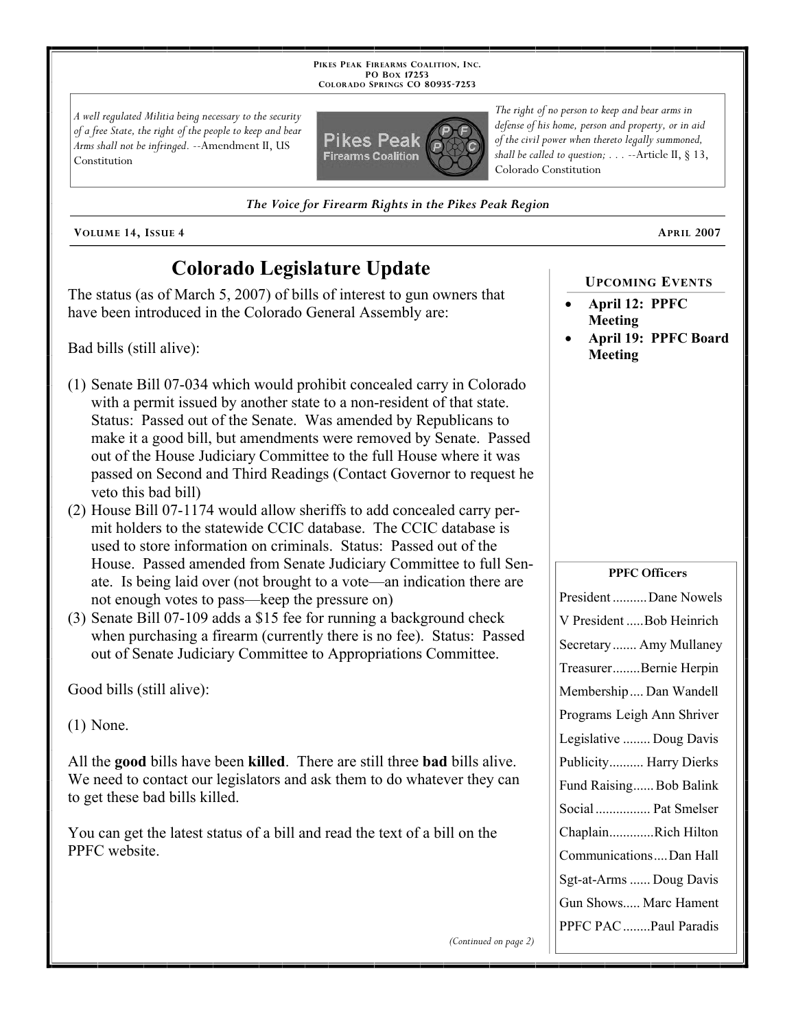PIKES PEAK FIREARMS COALITION, INC.
PO BOX 17253
COLORADO SPRINGS CO 80935-7253

*A well regulated Militia being necessary to the security of a free State, the right of the people to keep and bear Arms shall not be infringed.* --Amendment II, US Constitution

*The right of no person to keep and bear arms in defense of his home, person and property, or in aid of the civil power when thereto legally summoned, shall be called to question; . . .* --Article II, § 13, Colorado Constitution

***The Voice for Firearm Rights in the Pikes Peak Region***

VOLUME 14, ISSUE 4 — APRIL 2007

# Colorado Legislature Update

The status (as of March 5, 2007) of bills of interest to gun owners that have been introduced in the Colorado General Assembly are:

Bad bills (still alive):

(1) Senate Bill 07-034 which would prohibit concealed carry in Colorado with a permit issued by another state to a non-resident of that state. Status: Passed out of the Senate. Was amended by Republicans to make it a good bill, but amendments were removed by Senate. Passed out of the House Judiciary Committee to the full House where it was passed on Second and Third Readings (Contact Governor to request he veto this bad bill)

(2) House Bill 07-1174 would allow sheriffs to add concealed carry permit holders to the statewide CCIC database. The CCIC database is used to store information on criminals. Status: Passed out of the House. Passed amended from Senate Judiciary Committee to full Senate. Is being laid over (not brought to a vote—an indication there are not enough votes to pass—keep the pressure on)

(3) Senate Bill 07-109 adds a $15 fee for running a background check when purchasing a firearm (currently there is no fee). Status: Passed out of Senate Judiciary Committee to Appropriations Committee.

Good bills (still alive):

(1) None.

All the **good** bills have been **killed**. There are still three **bad** bills alive. We need to contact our legislators and ask them to do whatever they can to get these bad bills killed.

You can get the latest status of a bill and read the text of a bill on the PPFC website.

*(Continued on page 2)*

## UPCOMING EVENTS

- **April 12: PPFC Meeting**
- **April 19: PPFC Board Meeting**

## PPFC Officers

| Position | Name |
|---|---|
| President | Dane Nowels |
| V President | Bob Heinrich |
| Secretary | Amy Mullaney |
| Treasurer | Bernie Herpin |
| Membership | Dan Wandell |
| Programs | Leigh Ann Shriver |
| Legislative | Doug Davis |
| Publicity | Harry Dierks |
| Fund Raising | Bob Balink |
| Social | Pat Smelser |
| Chaplain | Rich Hilton |
| Communications | Dan Hall |
| Sgt-at-Arms | Doug Davis |
| Gun Shows | Marc Hament |
| PPFC PAC | Paul Paradis |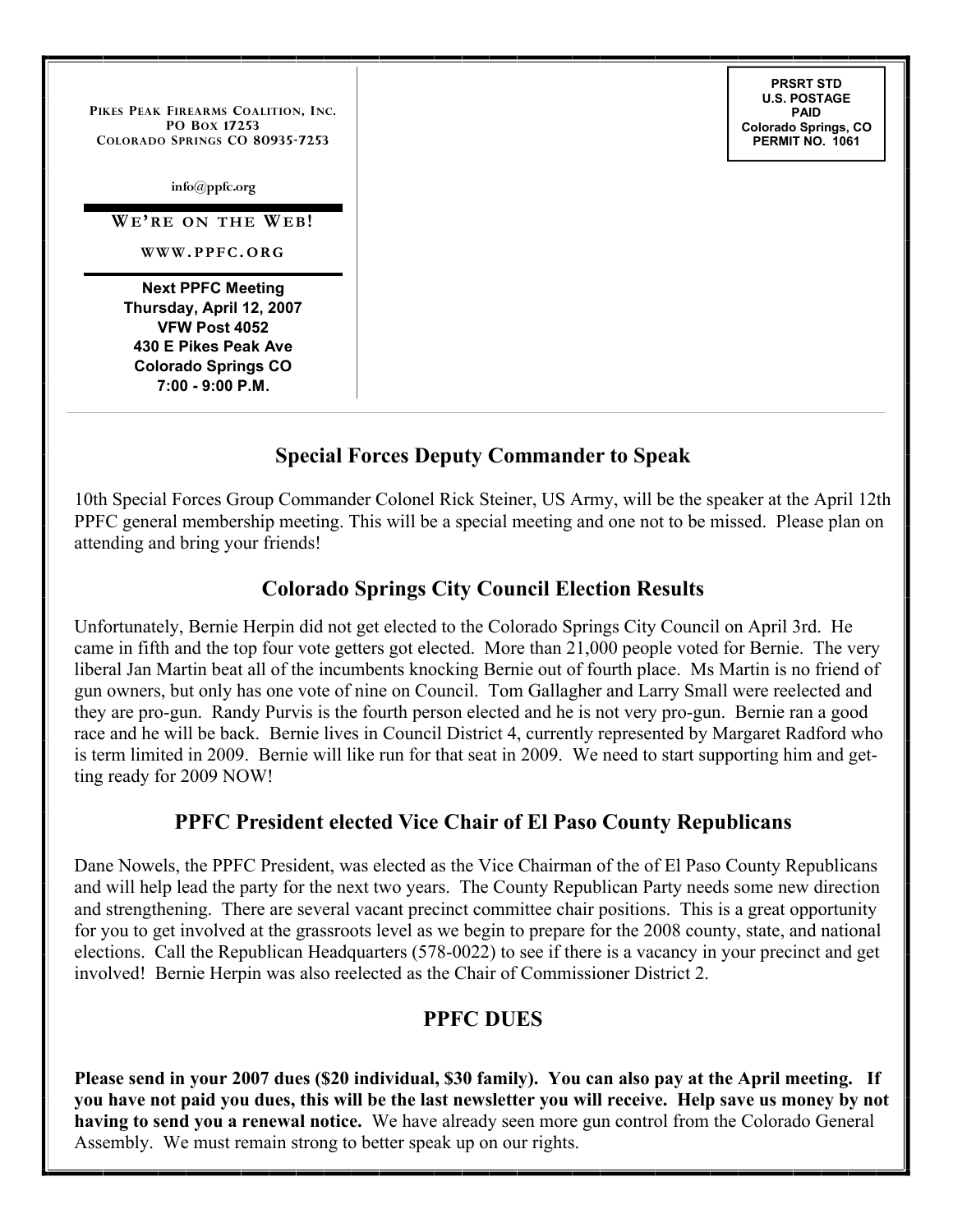PIKES PEAK FIREARMS COALITION, INC.
PO BOX 17253
COLORADO SPRINGS CO 80935-7253

info@ppfc.org

**WE'RE ON THE WEB!**

**WWW.PPFC.ORG**

**Next PPFC Meeting**
**Thursday, April 12, 2007**
**VFW Post 4052**
**430 E Pikes Peak Ave**
**Colorado Springs CO**
**7:00 - 9:00 P.M.**

PRSRT STD
U.S. POSTAGE
PAID
Colorado Springs, CO
PERMIT NO. 1061

## Special Forces Deputy Commander to Speak

10th Special Forces Group Commander Colonel Rick Steiner, US Army, will be the speaker at the April 12th PPFC general membership meeting. This will be a special meeting and one not to be missed. Please plan on attending and bring your friends!

## Colorado Springs City Council Election Results

Unfortunately, Bernie Herpin did not get elected to the Colorado Springs City Council on April 3rd. He came in fifth and the top four vote getters got elected. More than 21,000 people voted for Bernie. The very liberal Jan Martin beat all of the incumbents knocking Bernie out of fourth place. Ms Martin is no friend of gun owners, but only has one vote of nine on Council. Tom Gallagher and Larry Small were reelected and they are pro-gun. Randy Purvis is the fourth person elected and he is not very pro-gun. Bernie ran a good race and he will be back. Bernie lives in Council District 4, currently represented by Margaret Radford who is term limited in 2009. Bernie will like run for that seat in 2009. We need to start supporting him and getting ready for 2009 NOW!

## PPFC President elected Vice Chair of El Paso County Republicans

Dane Nowels, the PPFC President, was elected as the Vice Chairman of the of El Paso County Republicans and will help lead the party for the next two years. The County Republican Party needs some new direction and strengthening. There are several vacant precinct committee chair positions. This is a great opportunity for you to get involved at the grassroots level as we begin to prepare for the 2008 county, state, and national elections. Call the Republican Headquarters (578-0022) to see if there is a vacancy in your precinct and get involved! Bernie Herpin was also reelected as the Chair of Commissioner District 2.

## PPFC DUES

**Please send in your 2007 dues ($20 individual, $30 family). You can also pay at the April meeting. If you have not paid you dues, this will be the last newsletter you will receive. Help save us money by not having to send you a renewal notice.** We have already seen more gun control from the Colorado General Assembly. We must remain strong to better speak up on our rights.